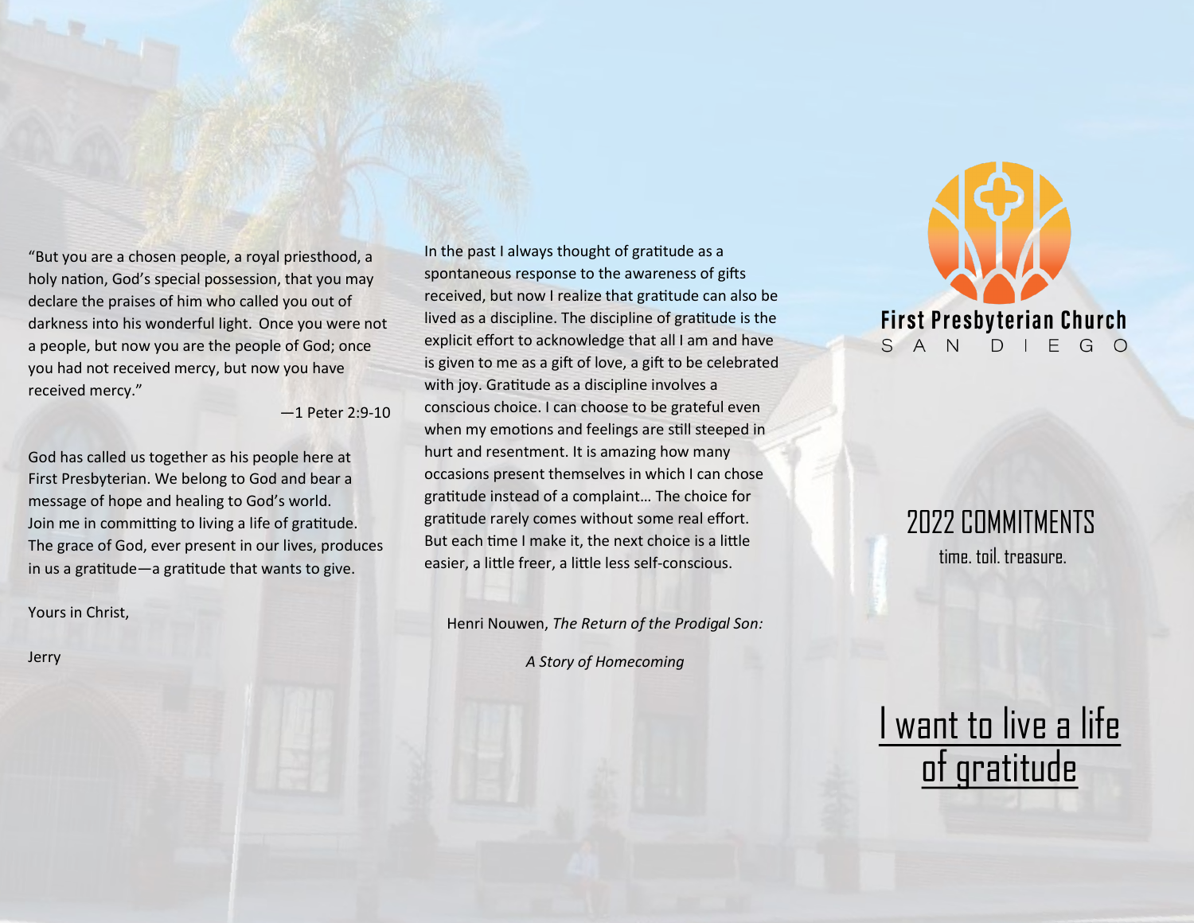"But you are a chosen people, a royal priesthood, a holy nation, God's special possession, that you may declare the praises of him who called you out of darkness into his wonderful light. Once you were not a people, but now you are the people of God; once you had not received mercy, but now you have received mercy."

—1 Peter 2:9-10

God has called us together as his people here at First Presbyterian. We belong to God and bear a message of hope and healing to God's world. Join me in committing to living a life of gratitude. The grace of God, ever present in our lives, produces in us a gratitude—a gratitude that wants to give.

Yours in Christ,

Jerry

In the past I always thought of gratitude as a spontaneous response to the awareness of gifts received, but now I realize that gratitude can also be lived as a discipline. The discipline of gratitude is the explicit effort to acknowledge that all I am and have is given to me as a gift of love, a gift to be celebrated with joy. Gratitude as a discipline involves a conscious choice. I can choose to be grateful even when my emotions and feelings are still steeped in hurt and resentment. It is amazing how many occasions present themselves in which I can chose gratitude instead of a complaint… The choice for gratitude rarely comes without some real effort. But each time I make it, the next choice is a little easier, a little freer, a little less self-conscious.

Henri Nouwen, *The Return of the Prodigal Son: A Story of Homecoming*

**First Presbyterian Church**
SAN DIEGO

# 2022 COMMITMENTS

time. toil. treasure.

## I want to live a life of gratitude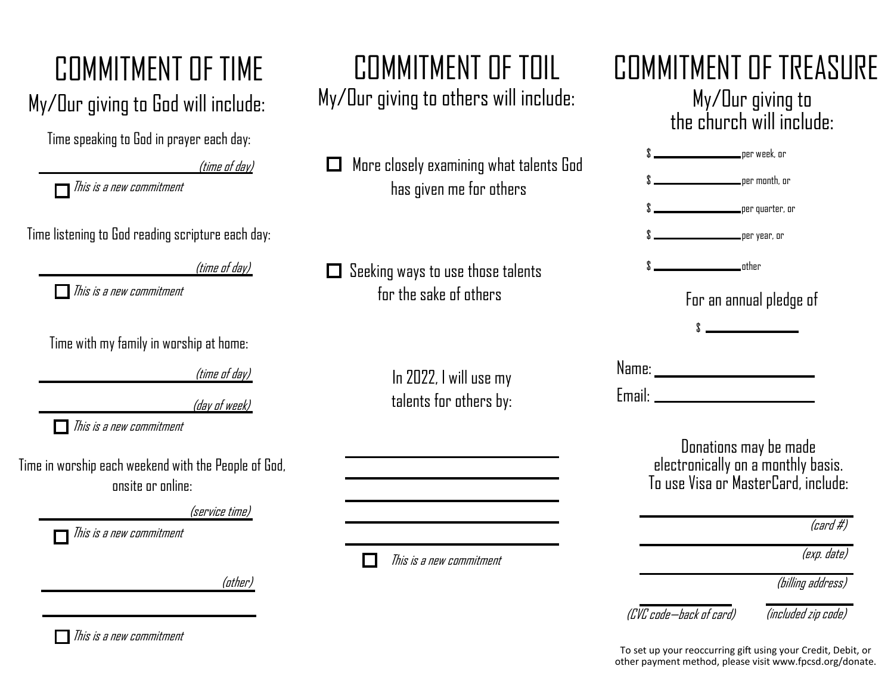# COMMITMENT OF TIME

## My/Our giving to God will include:

Time speaking to God in prayer each day:

____________________ *(time of day)*

☐ *This is a new commitment*

Time listening to God reading scripture each day:

____________________ *(time of day)*

☐ *This is a new commitment*

Time with my family in worship at home:

____________________ *(time of day)*

____________________ *(day of week)*

☐ *This is a new commitment*

Time in worship each weekend with the People of God, onsite or online:

____________________ *(service time)*

☐ *This is a new commitment*

____________________ *(other)*

____________________

☐ *This is a new commitment*

# COMMITMENT OF TOIL

## My/Our giving to others will include:

☐ More closely examining what talents God has given me for others

☐ Seeking ways to use those talents for the sake of others

In 2022, I will use my talents for others by:

____________________

____________________

____________________

____________________

____________________

☐ *This is a new commitment*

# COMMITMENT OF TREASURE

## My/Our giving to the church will include:

$ ____________ per week, or

$ ____________ per month, or

$ ____________ per quarter, or

$ ____________ per year, or

$ ____________ other

For an annual pledge of

$ ____________

Name: ____________________

Email: ____________________

Donations may be made electronically on a monthly basis. To use Visa or MasterCard, include:

____________________ *(card #)*

____________________ *(exp. date)*

____________________ *(billing address)*

____________ *(CVC code—back of card)* ____________ *(included zip code)*

To set up your reoccurring gift using your Credit, Debit, or other payment method, please visit www.fpcsd.org/donate.